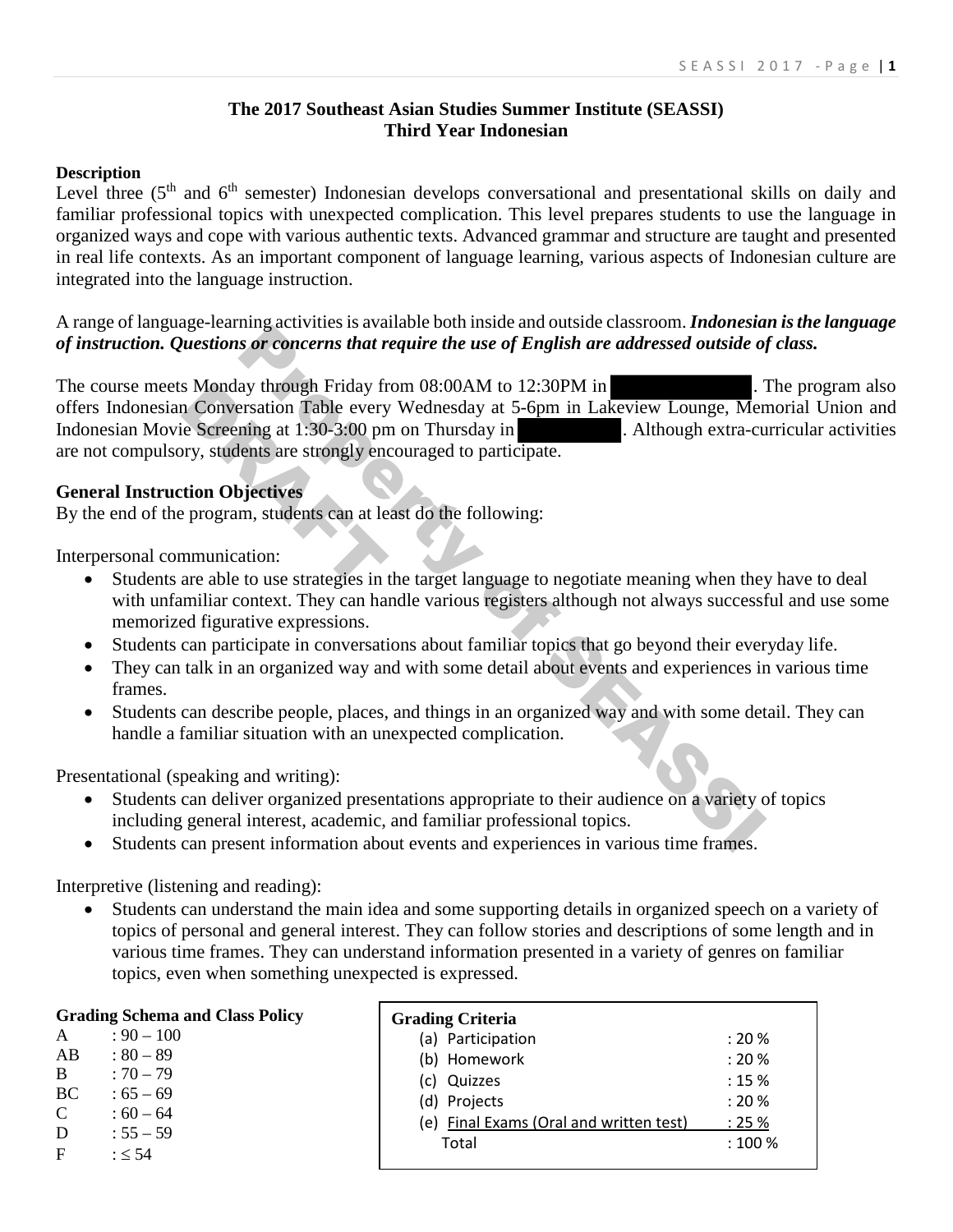# The 2017 Southeast Asian Studies Summer Institute (SEASSI)
# Third Year Indonesian

**Description**

Level three (5th and 6th semester) Indonesian develops conversational and presentational skills on daily and familiar professional topics with unexpected complication. This level prepares students to use the language in organized ways and cope with various authentic texts. Advanced grammar and structure are taught and presented in real life contexts. As an important component of language learning, various aspects of Indonesian culture are integrated into the language instruction.

A range of language-learning activities is available both inside and outside classroom. ***Indonesian is the language of instruction. Questions or concerns that require the use of English are addressed outside of class.***

The course meets Monday through Friday from 08:00AM to 12:30PM in [redacted]. The program also offers Indonesian Conversation Table every Wednesday at 5-6pm in Lakeview Lounge, Memorial Union and Indonesian Movie Screening at 1:30-3:00 pm on Thursday in [redacted]. Although extra-curricular activities are not compulsory, students are strongly encouraged to participate.

## General Instruction Objectives

By the end of the program, students can at least do the following:

Interpersonal communication:

- Students are able to use strategies in the target language to negotiate meaning when they have to deal with unfamiliar context. They can handle various registers although not always successful and use some memorized figurative expressions.
- Students can participate in conversations about familiar topics that go beyond their everyday life.
- They can talk in an organized way and with some detail about events and experiences in various time frames.
- Students can describe people, places, and things in an organized way and with some detail. They can handle a familiar situation with an unexpected complication.

Presentational (speaking and writing):

- Students can deliver organized presentations appropriate to their audience on a variety of topics including general interest, academic, and familiar professional topics.
- Students can present information about events and experiences in various time frames.

Interpretive (listening and reading):

- Students can understand the main idea and some supporting details in organized speech on a variety of topics of personal and general interest. They can follow stories and descriptions of some length and in various time frames. They can understand information presented in a variety of genres on familiar topics, even when something unexpected is expressed.

**Grading Schema and Class Policy**

| Grade | Range |
|---|---|
| A | : 90 – 100 |
| AB | : 80 – 89 |
| B | : 70 – 79 |
| BC | : 65 – 69 |
| C | : 60 – 64 |
| D | : 55 – 59 |
| F | : ≤ 54 |

**Grading Criteria**

| Criterion | Weight |
|---|---|
| (a) Participation | : 20 % |
| (b) Homework | : 20 % |
| (c) Quizzes | : 15 % |
| (d) Projects | : 20 % |
| (e) Final Exams (Oral and written test) | : 25 % |
| Total | : 100 % |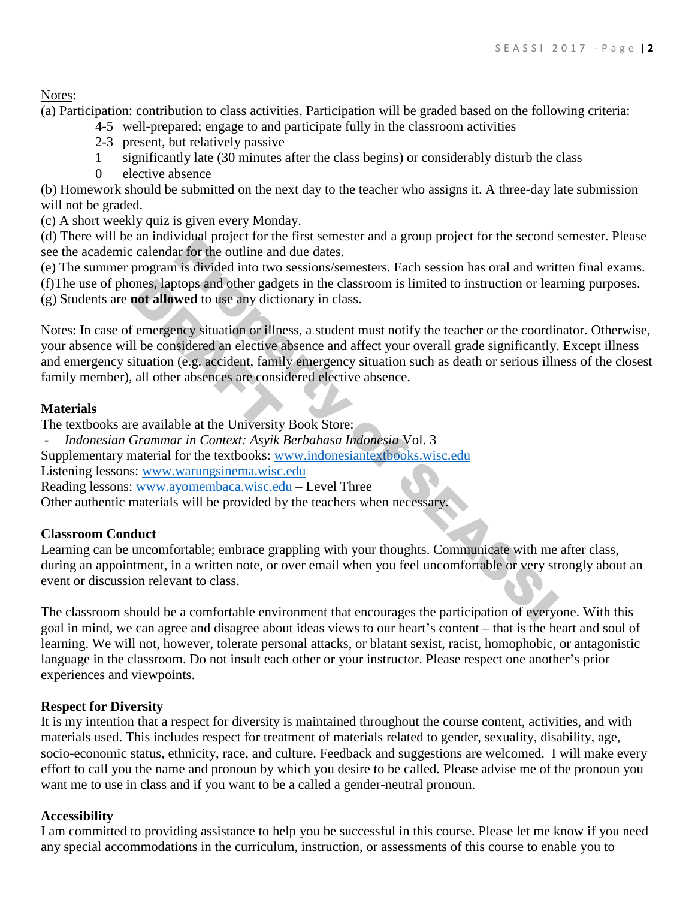Notes:

(a) Participation: contribution to class activities. Participation will be graded based on the following criteria:

- 4-5 well-prepared; engage to and participate fully in the classroom activities
- 2-3 present, but relatively passive
- 1 significantly late (30 minutes after the class begins) or considerably disturb the class
- 0 elective absence

(b) Homework should be submitted on the next day to the teacher who assigns it. A three-day late submission will not be graded.

(c) A short weekly quiz is given every Monday.

(d) There will be an individual project for the first semester and a group project for the second semester. Please see the academic calendar for the outline and due dates.

(e) The summer program is divided into two sessions/semesters. Each session has oral and written final exams.

(f)The use of phones, laptops and other gadgets in the classroom is limited to instruction or learning purposes.

(g) Students are **not allowed** to use any dictionary in class.

Notes: In case of emergency situation or illness, a student must notify the teacher or the coordinator. Otherwise, your absence will be considered an elective absence and affect your overall grade significantly. Except illness and emergency situation (e.g. accident, family emergency situation such as death or serious illness of the closest family member), all other absences are considered elective absence.

**Materials**

The textbooks are available at the University Book Store:

- *Indonesian Grammar in Context: Asyik Berbahasa Indonesia* Vol. 3

Supplementary material for the textbooks: www.indonesiantextbooks.wisc.edu

Listening lessons: www.warungsinema.wisc.edu

Reading lessons: www.ayomembaca.wisc.edu – Level Three

Other authentic materials will be provided by the teachers when necessary.

**Classroom Conduct**

Learning can be uncomfortable; embrace grappling with your thoughts. Communicate with me after class, during an appointment, in a written note, or over email when you feel uncomfortable or very strongly about an event or discussion relevant to class.

The classroom should be a comfortable environment that encourages the participation of everyone. With this goal in mind, we can agree and disagree about ideas views to our heart's content – that is the heart and soul of learning. We will not, however, tolerate personal attacks, or blatant sexist, racist, homophobic, or antagonistic language in the classroom. Do not insult each other or your instructor. Please respect one another's prior experiences and viewpoints.

**Respect for Diversity**

It is my intention that a respect for diversity is maintained throughout the course content, activities, and with materials used. This includes respect for treatment of materials related to gender, sexuality, disability, age, socio-economic status, ethnicity, race, and culture. Feedback and suggestions are welcomed. I will make every effort to call you the name and pronoun by which you desire to be called. Please advise me of the pronoun you want me to use in class and if you want to be a called a gender-neutral pronoun.

**Accessibility**

I am committed to providing assistance to help you be successful in this course. Please let me know if you need any special accommodations in the curriculum, instruction, or assessments of this course to enable you to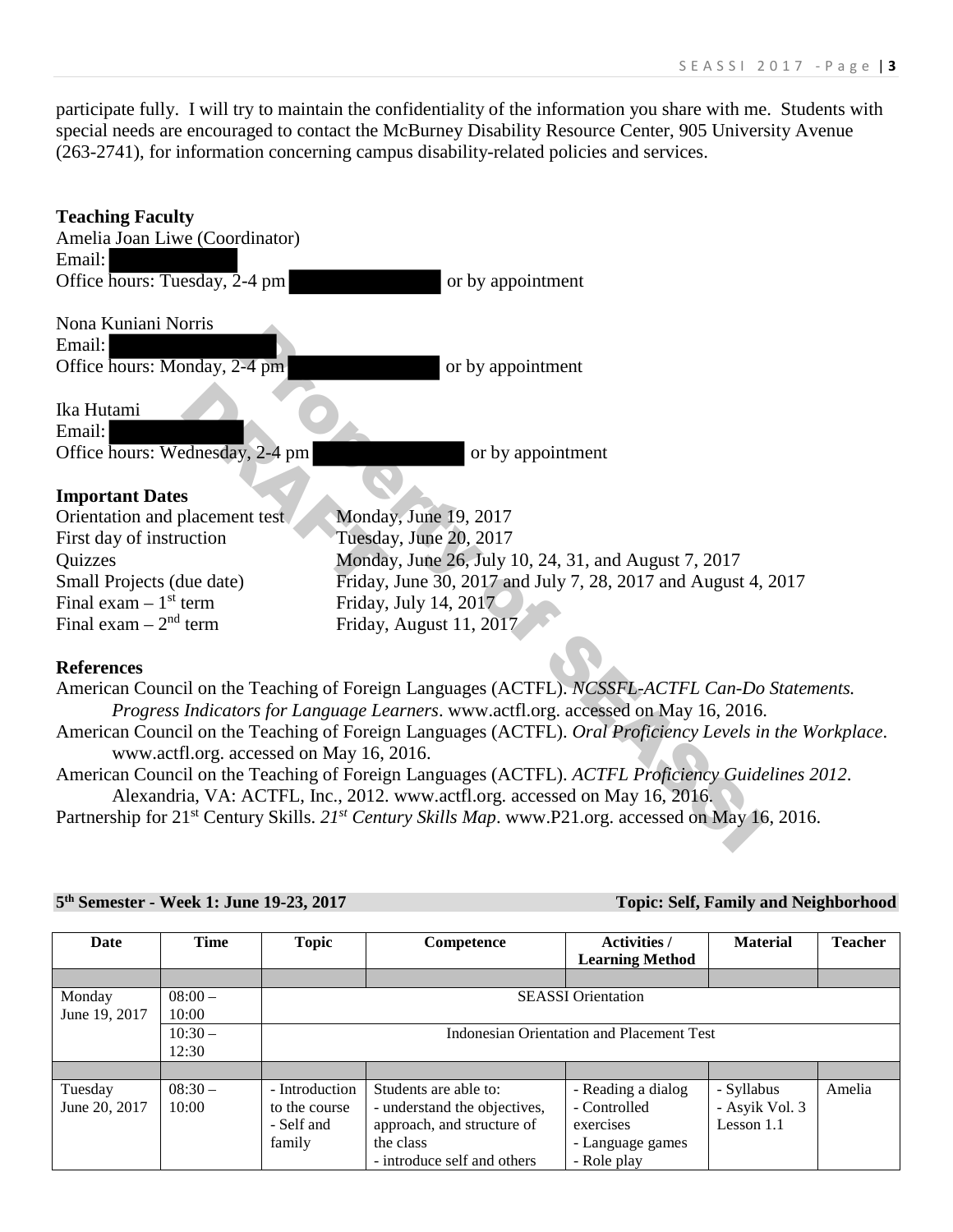participate fully. I will try to maintain the confidentiality of the information you share with me. Students with special needs are encouraged to contact the McBurney Disability Resource Center, 905 University Avenue (263-2741), for information concerning campus disability-related policies and services.

**Teaching Faculty**

Amelia Joan Liwe (Coordinator)
Email:
Office hours: Tuesday, 2-4 pm or by appointment

Nona Kuniani Norris
Email:
Office hours: Monday, 2-4 pm or by appointment

Ika Hutami
Email:
Office hours: Wednesday, 2-4 pm or by appointment

**Important Dates**

| | |
|---|---|
| Orientation and placement test | Monday, June 19, 2017 |
| First day of instruction | Tuesday, June 20, 2017 |
| Quizzes | Monday, June 26, July 10, 24, 31, and August 7, 2017 |
| Small Projects (due date) | Friday, June 30, 2017 and July 7, 28, 2017 and August 4, 2017 |
| Final exam – 1st term | Friday, July 14, 2017 |
| Final exam – 2nd term | Friday, August 11, 2017 |

**References**

American Council on the Teaching of Foreign Languages (ACTFL). *NCSSFL-ACTFL Can-Do Statements. Progress Indicators for Language Learners*. www.actfl.org. accessed on May 16, 2016.

American Council on the Teaching of Foreign Languages (ACTFL). *Oral Proficiency Levels in the Workplace*. www.actfl.org. accessed on May 16, 2016.

American Council on the Teaching of Foreign Languages (ACTFL). *ACTFL Proficiency Guidelines 2012*. Alexandria, VA: ACTFL, Inc., 2012. www.actfl.org. accessed on May 16, 2016.

Partnership for 21st Century Skills. *21st Century Skills Map*. www.P21.org. accessed on May 16, 2016.

**5th Semester - Week 1: June 19-23, 2017** **Topic: Self, Family and Neighborhood**

| Date | Time | Topic | Competence | Activities / Learning Method | Material | Teacher |
|---|---|---|---|---|---|---|
| | | | | | | |
| Monday June 19, 2017 | 08:00 – 10:00 | SEASSI Orientation | | | | |
| | 10:30 – 12:30 | Indonesian Orientation and Placement Test | | | | |
| | | | | | | |
| Tuesday June 20, 2017 | 08:30 – 10:00 | - Introduction to the course<br>- Self and family | Students are able to:<br>- understand the objectives, approach, and structure of the class<br>- introduce self and others | - Reading a dialog<br>- Controlled exercises<br>- Language games<br>- Role play | - Syllabus<br>- Asyik Vol. 3 Lesson 1.1 | Amelia |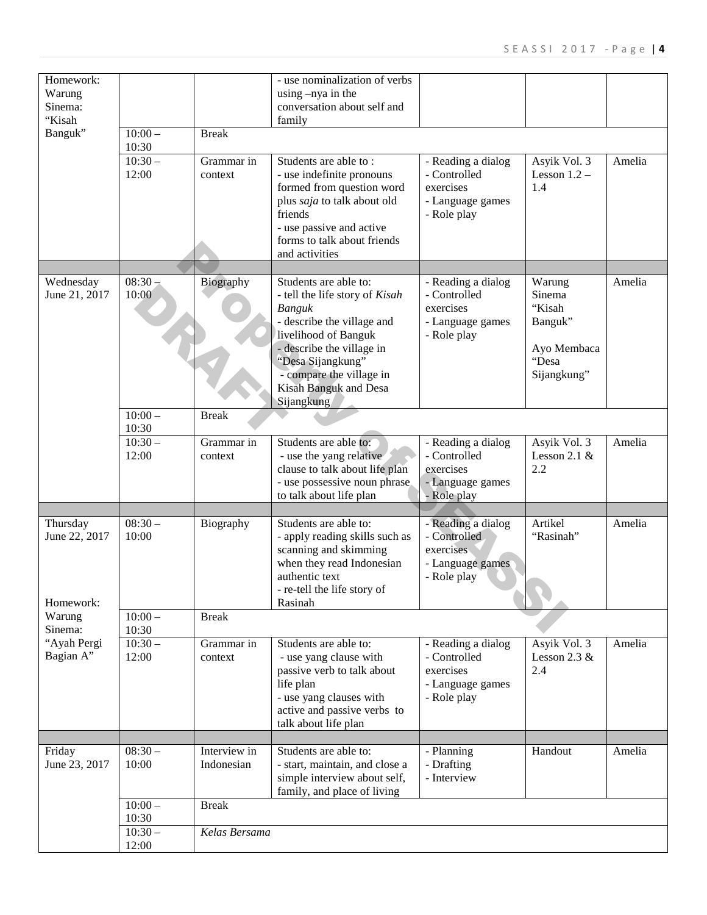| | | | | | | |
|---|---|---|---|---|---|---|
| Homework: Warung Sinema: "Kisah Banguk" | | | - use nominalization of verbs using –nya in the conversation about self and family | | | |
| | 10:00 – 10:30 | Break | | | | |
| | 10:30 – 12:00 | Grammar in context | Students are able to :<br>- use indefinite pronouns formed from question word plus *saja* to talk about old friends<br>- use passive and active forms to talk about friends and activities | - Reading a dialog<br>- Controlled exercises<br>- Language games<br>- Role play | Asyik Vol. 3 Lesson 1.2 – 1.4 | Amelia |
| | | | | | | |
| Wednesday June 21, 2017 | 08:30 – 10:00 | Biography | Students are able to:<br>- tell the life story of *Kisah Banguk*<br>- describe the village and livelihood of Banguk<br>- describe the village in "Desa Sijangkung"<br>- compare the village in Kisah Banguk and Desa Sijangkung | - Reading a dialog<br>- Controlled exercises<br>- Language games<br>- Role play | Warung Sinema "Kisah Banguk"<br><br>Ayo Membaca "Desa Sijangkung" | Amelia |
| | 10:00 – 10:30 | Break | | | | |
| | 10:30 – 12:00 | Grammar in context | Students are able to:<br>- use the yang relative clause to talk about life plan<br>- use possessive noun phrase to talk about life plan | - Reading a dialog<br>- Controlled exercises<br>- Language games<br>- Role play | Asyik Vol. 3 Lesson 2.1 & 2.2 | Amelia |
| | | | | | | |
| Thursday June 22, 2017<br><br>Homework: Warung Sinema: "Ayah Pergi Bagian A" | 08:30 – 10:00 | Biography | Students are able to:<br>- apply reading skills such as scanning and skimming when they read Indonesian authentic text<br>- re-tell the life story of Rasinah | - Reading a dialog<br>- Controlled exercises<br>- Language games<br>- Role play | Artikel "Rasinah" | Amelia |
| | 10:00 – 10:30 | Break | | | | |
| | 10:30 – 12:00 | Grammar in context | Students are able to:<br>- use yang clause with passive verb to talk about life plan<br>- use yang clauses with active and passive verbs to talk about life plan | - Reading a dialog<br>- Controlled exercises<br>- Language games<br>- Role play | Asyik Vol. 3 Lesson 2.3 & 2.4 | Amelia |
| | | | | | | |
| Friday June 23, 2017 | 08:30 – 10:00 | Interview in Indonesian | Students are able to:<br>- start, maintain, and close a simple interview about self, family, and place of living | - Planning<br>- Drafting<br>- Interview | Handout | Amelia |
| | 10:00 – 10:30 | Break | | | | |
| | 10:30 – 12:00 | *Kelas Bersama* | | | | |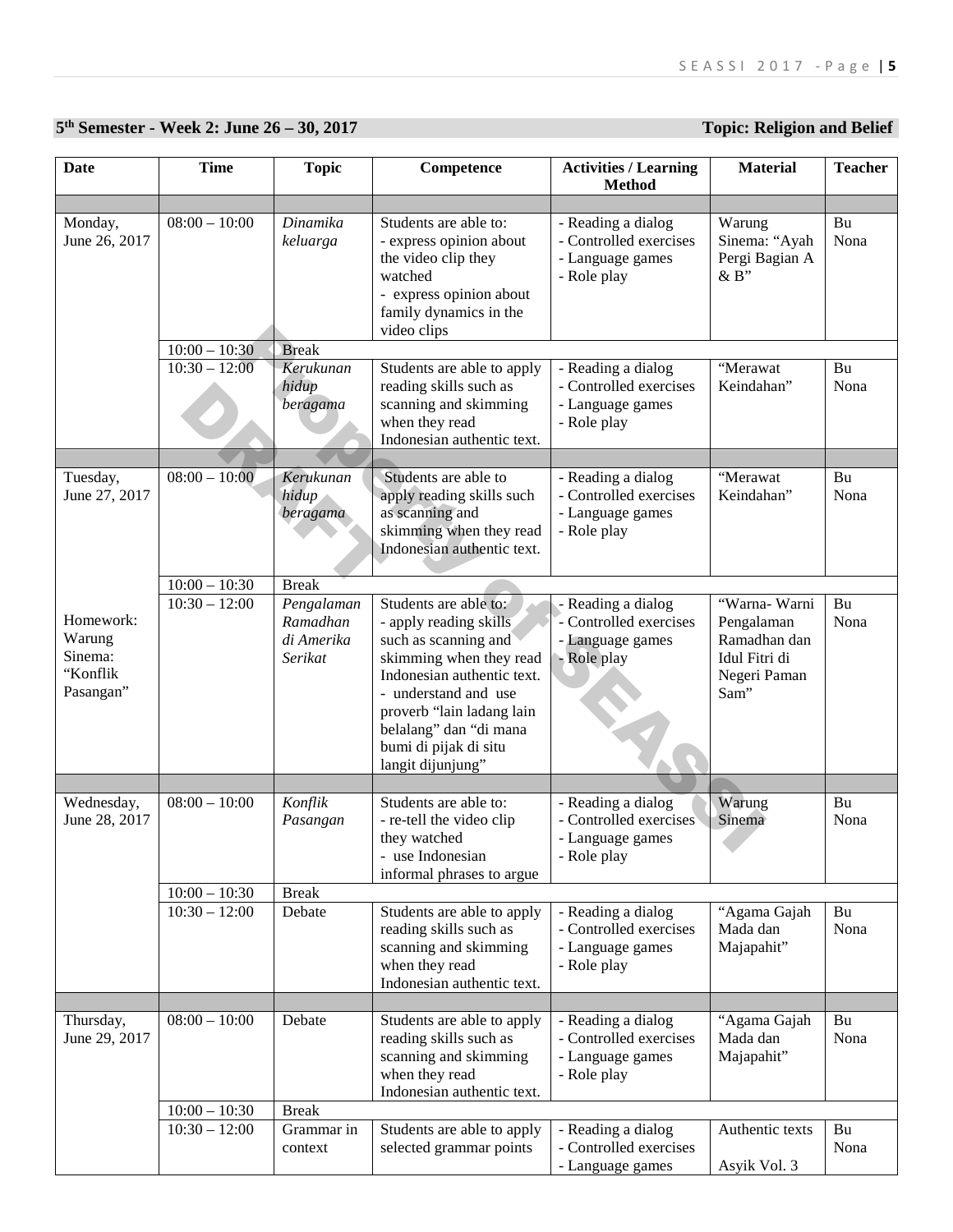**5th Semester - Week 2: June 26 – 30, 2017** **Topic: Religion and Belief**

| Date | Time | Topic | Competence | Activities / Learning Method | Material | Teacher |
|---|---|---|---|---|---|---|
| | | | | | | |
| Monday, June 26, 2017 | 08:00 – 10:00 | *Dinamika keluarga* | Students are able to:<br>- express opinion about the video clip they watched<br>- express opinion about family dynamics in the video clips | - Reading a dialog<br>- Controlled exercises<br>- Language games<br>- Role play | Warung Sinema: "Ayah Pergi Bagian A & B" | Bu Nona |
| | 10:00 – 10:30 | Break | | | | |
| | 10:30 – 12:00 | *Kerukunan hidup beragama* | Students are able to apply reading skills such as scanning and skimming when they read Indonesian authentic text. | - Reading a dialog<br>- Controlled exercises<br>- Language games<br>- Role play | "Merawat Keindahan" | Bu Nona |
| | | | | | | |
| Tuesday, June 27, 2017 | 08:00 – 10:00 | *Kerukunan hidup beragama* | Students are able to apply reading skills such as scanning and skimming when they read Indonesian authentic text. | - Reading a dialog<br>- Controlled exercises<br>- Language games<br>- Role play | "Merawat Keindahan" | Bu Nona |
| | 10:00 – 10:30 | Break | | | | |
| Homework: Warung Sinema: "Konflik Pasangan" | 10:30 – 12:00 | *Pengalaman Ramadhan di Amerika Serikat* | Students are able to:<br>- apply reading skills such as scanning and skimming when they read Indonesian authentic text.<br>- understand and use proverb "lain ladang lain belalang" dan "di mana bumi di pijak di situ langit dijunjung" | - Reading a dialog<br>- Controlled exercises<br>- Language games<br>- Role play | "Warna- Warni Pengalaman Ramadhan dan Idul Fitri di Negeri Paman Sam" | Bu Nona |
| | | | | | | |
| Wednesday, June 28, 2017 | 08:00 – 10:00 | *Konflik Pasangan* | Students are able to:<br>- re-tell the video clip they watched<br>- use Indonesian informal phrases to argue | - Reading a dialog<br>- Controlled exercises<br>- Language games<br>- Role play | Warung Sinema | Bu Nona |
| | 10:00 – 10:30 | Break | | | | |
| | 10:30 – 12:00 | Debate | Students are able to apply reading skills such as scanning and skimming when they read Indonesian authentic text. | - Reading a dialog<br>- Controlled exercises<br>- Language games<br>- Role play | "Agama Gajah Mada dan Majapahit" | Bu Nona |
| | | | | | | |
| Thursday, June 29, 2017 | 08:00 – 10:00 | Debate | Students are able to apply reading skills such as scanning and skimming when they read Indonesian authentic text. | - Reading a dialog<br>- Controlled exercises<br>- Language games<br>- Role play | "Agama Gajah Mada dan Majapahit" | Bu Nona |
| | 10:00 – 10:30 | Break | | | | |
| | 10:30 – 12:00 | Grammar in context | Students are able to apply selected grammar points | - Reading a dialog<br>- Controlled exercises<br>- Language games | Authentic texts<br><br>Asyik Vol. 3 | Bu Nona |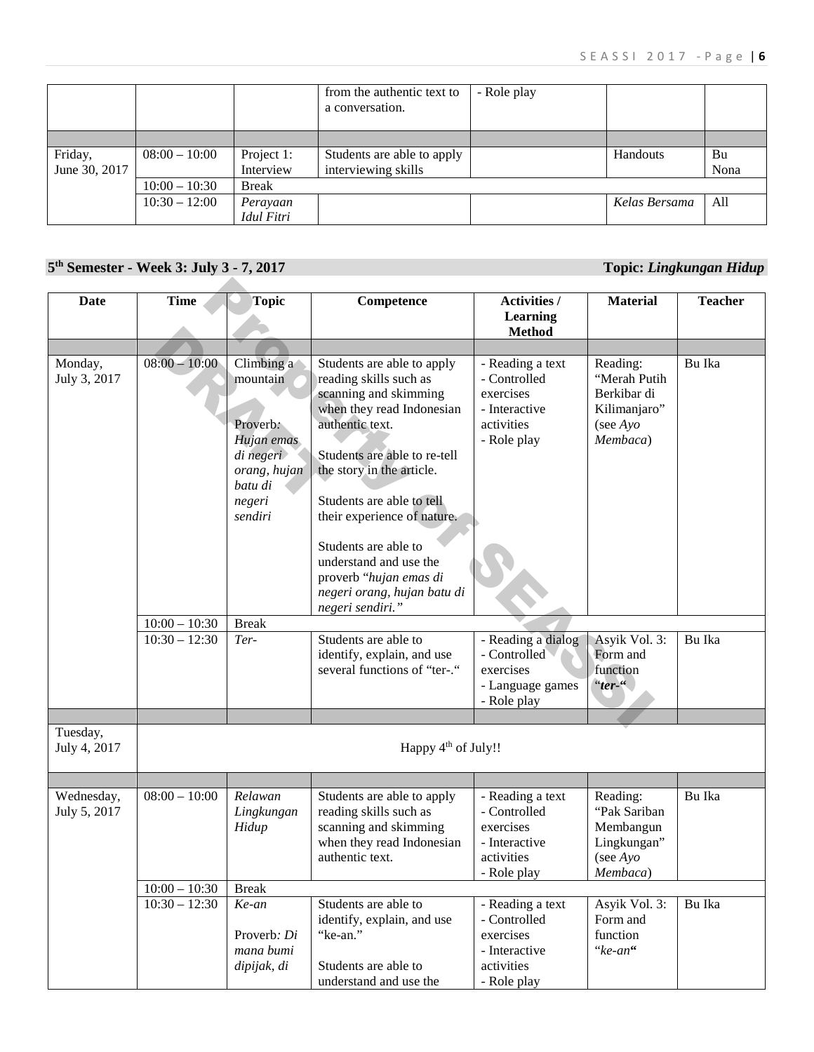| | | | from the authentic text to a conversation. | - Role play | | |
|---|---|---|---|---|---|---|
| | | | | | | |
| Friday, June 30, 2017 | 08:00 – 10:00 | Project 1: Interview | Students are able to apply interviewing skills | | Handouts | Bu Nona |
| | 10:00 – 10:30 | Break | | | | |
| | 10:30 – 12:00 | *Perayaan Idul Fitri* | | | *Kelas Bersama* | All |

**5th Semester - Week 3: July 3 - 7, 2017** **Topic: *Lingkungan Hidup***

| Date | Time | Topic | Competence | Activities / Learning Method | Material | Teacher |
|---|---|---|---|---|---|---|
| | | | | | | |
| Monday, July 3, 2017 | 08:00 – 10:00 | Climbing a mountain<br><br>Proverb: *Hujan emas di negeri orang, hujan batu di negeri sendiri* | Students are able to apply reading skills such as scanning and skimming when they read Indonesian authentic text.<br><br>Students are able to re-tell the story in the article.<br><br>Students are able to tell their experience of nature.<br><br>Students are able to understand and use the proverb "*hujan emas di negeri orang, hujan batu di negeri sendiri.*" | - Reading a text<br>- Controlled exercises<br>- Interactive activities<br>- Role play | Reading: "Merah Putih Berkibar di Kilimanjaro" (see *Ayo Membaca*) | Bu Ika |
| | 10:00 – 10:30 | Break | | | | |
| | 10:30 – 12:30 | *Ter-* | Students are able to identify, explain, and use several functions of "ter-." | - Reading a dialog<br>- Controlled exercises<br>- Language games<br>- Role play | Asyik Vol. 3: Form and function "*ter-*" | Bu Ika |
| | | | | | | |
| Tuesday, July 4, 2017 | Happy 4th of July!! | | | | | |
| | | | | | | |
| Wednesday, July 5, 2017 | 08:00 – 10:00 | *Relawan Lingkungan Hidup* | Students are able to apply reading skills such as scanning and skimming when they read Indonesian authentic text. | - Reading a text<br>- Controlled exercises<br>- Interactive activities<br>- Role play | Reading: "Pak Sariban Membangun Lingkungan" (see *Ayo Membaca*) | Bu Ika |
| | 10:00 – 10:30 | Break | | | | |
| | 10:30 – 12:30 | *Ke-an*<br><br>Proverb: *Di mana bumi dipijak, di* | Students are able to identify, explain, and use "ke-an."<br><br>Students are able to understand and use the | - Reading a text<br>- Controlled exercises<br>- Interactive activities<br>- Role play | Asyik Vol. 3: Form and function "*ke-an*" | Bu Ika |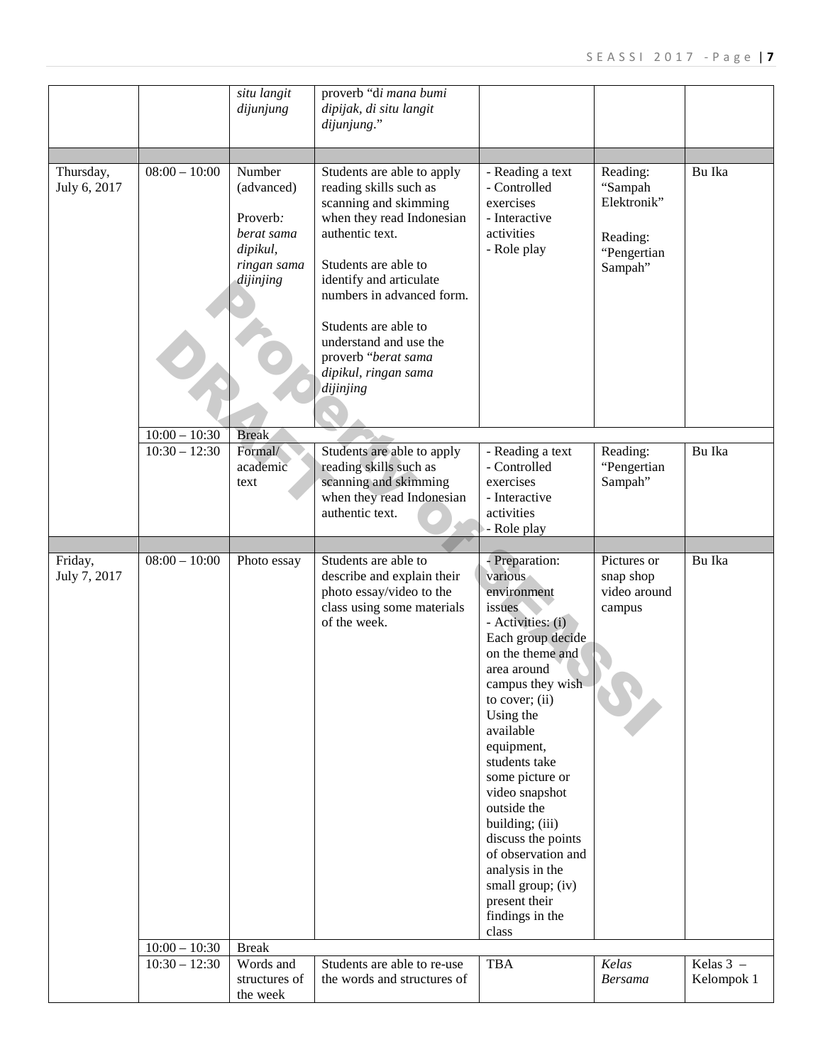| | | *situ langit dijunjung* | proverb "d*i mana bumi dipijak, di situ langit dijunjung*." | | | |
|---|---|---|---|---|---|---|
| | | | | | | |
| Thursday, July 6, 2017 | 08:00 – 10:00 | Number (advanced)<br><br>Proverb*: berat sama dipikul, ringan sama dijinjing* | Students are able to apply reading skills such as scanning and skimming when they read Indonesian authentic text.<br><br>Students are able to identify and articulate numbers in advanced form.<br><br>Students are able to understand and use the proverb "*berat sama dipikul, ringan sama dijinjing* | - Reading a text<br>- Controlled exercises<br>- Interactive activities<br>- Role play | Reading: "Sampah Elektronik"<br><br>Reading: "Pengertian Sampah" | Bu Ika |
| | 10:00 – 10:30 | Break | | | | |
| | 10:30 – 12:30 | Formal/ academic text | Students are able to apply reading skills such as scanning and skimming when they read Indonesian authentic text. | - Reading a text<br>- Controlled exercises<br>- Interactive activities<br>- Role play | Reading: "Pengertian Sampah" | Bu Ika |
| | | | | | | |
| Friday, July 7, 2017 | 08:00 – 10:00 | Photo essay | Students are able to describe and explain their photo essay/video to the class using some materials of the week. | - Preparation: various environment issues<br>- Activities: (i) Each group decide on the theme and area around campus they wish to cover; (ii) Using the available equipment, students take some picture or video snapshot outside the building; (iii) discuss the points of observation and analysis in the small group; (iv) present their findings in the class | Pictures or snap shop video around campus | Bu Ika |
| | 10:00 – 10:30 | Break | | | | |
| | 10:30 – 12:30 | Words and structures of the week | Students are able to re-use the words and structures of | TBA | *Kelas Bersama* | Kelas 3 – Kelompok 1 |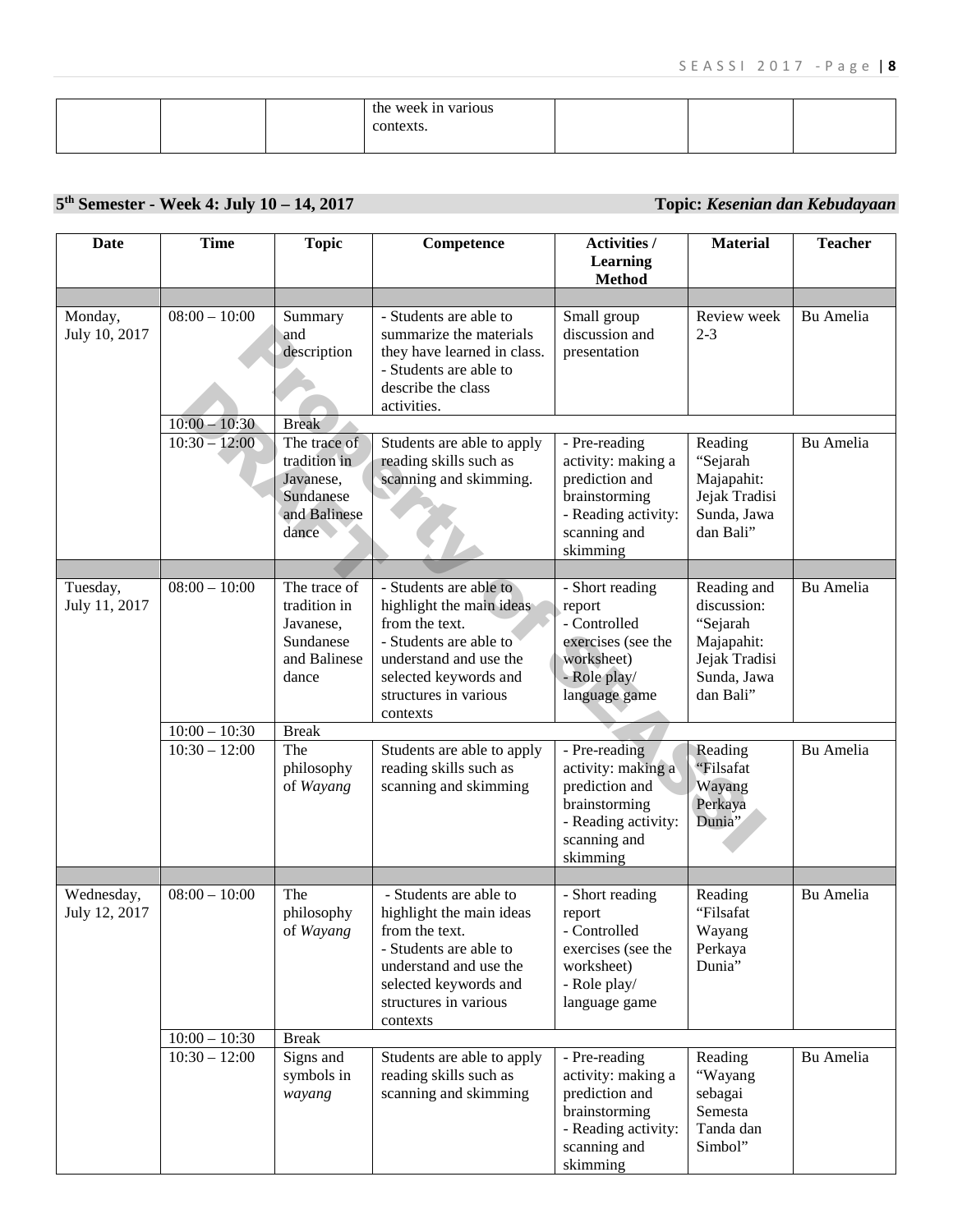| | | | the week in various contexts. | | | |
|---|---|---|---|---|---|---|

**5th Semester - Week 4: July 10 – 14, 2017** **Topic:** ***Kesenian dan Kebudayaan***

| Date | Time | Topic | Competence | Activities / Learning Method | Material | Teacher |
|---|---|---|---|---|---|---|
| | | | | | | |
| Monday, July 10, 2017 | 08:00 – 10:00 | Summary and description | - Students are able to summarize the materials they have learned in class. - Students are able to describe the class activities. | Small group discussion and presentation | Review week 2-3 | Bu Amelia |
| | 10:00 – 10:30 | Break | | | | |
| | 10:30 – 12:00 | The trace of tradition in Javanese, Sundanese and Balinese dance | Students are able to apply reading skills such as scanning and skimming. | - Pre-reading activity: making a prediction and brainstorming - Reading activity: scanning and skimming | Reading "Sejarah Majapahit: Jejak Tradisi Sunda, Jawa dan Bali" | Bu Amelia |
| | | | | | | |
| Tuesday, July 11, 2017 | 08:00 – 10:00 | The trace of tradition in Javanese, Sundanese and Balinese dance | - Students are able to highlight the main ideas from the text. - Students are able to understand and use the selected keywords and structures in various contexts | - Short reading report - Controlled exercises (see the worksheet) - Role play/ language game | Reading and discussion: "Sejarah Majapahit: Jejak Tradisi Sunda, Jawa dan Bali" | Bu Amelia |
| | 10:00 – 10:30 | Break | | | | |
| | 10:30 – 12:00 | The philosophy of *Wayang* | Students are able to apply reading skills such as scanning and skimming | - Pre-reading activity: making a prediction and brainstorming - Reading activity: scanning and skimming | Reading "Filsafat Wayang Perkaya Dunia" | Bu Amelia |
| | | | | | | |
| Wednesday, July 12, 2017 | 08:00 – 10:00 | The philosophy of *Wayang* | - Students are able to highlight the main ideas from the text. - Students are able to understand and use the selected keywords and structures in various contexts | - Short reading report - Controlled exercises (see the worksheet) - Role play/ language game | Reading "Filsafat Wayang Perkaya Dunia" | Bu Amelia |
| | 10:00 – 10:30 | Break | | | | |
| | 10:30 – 12:00 | Signs and symbols in *wayang* | Students are able to apply reading skills such as scanning and skimming | - Pre-reading activity: making a prediction and brainstorming - Reading activity: scanning and skimming | Reading "Wayang sebagai Semesta Tanda dan Simbol" | Bu Amelia |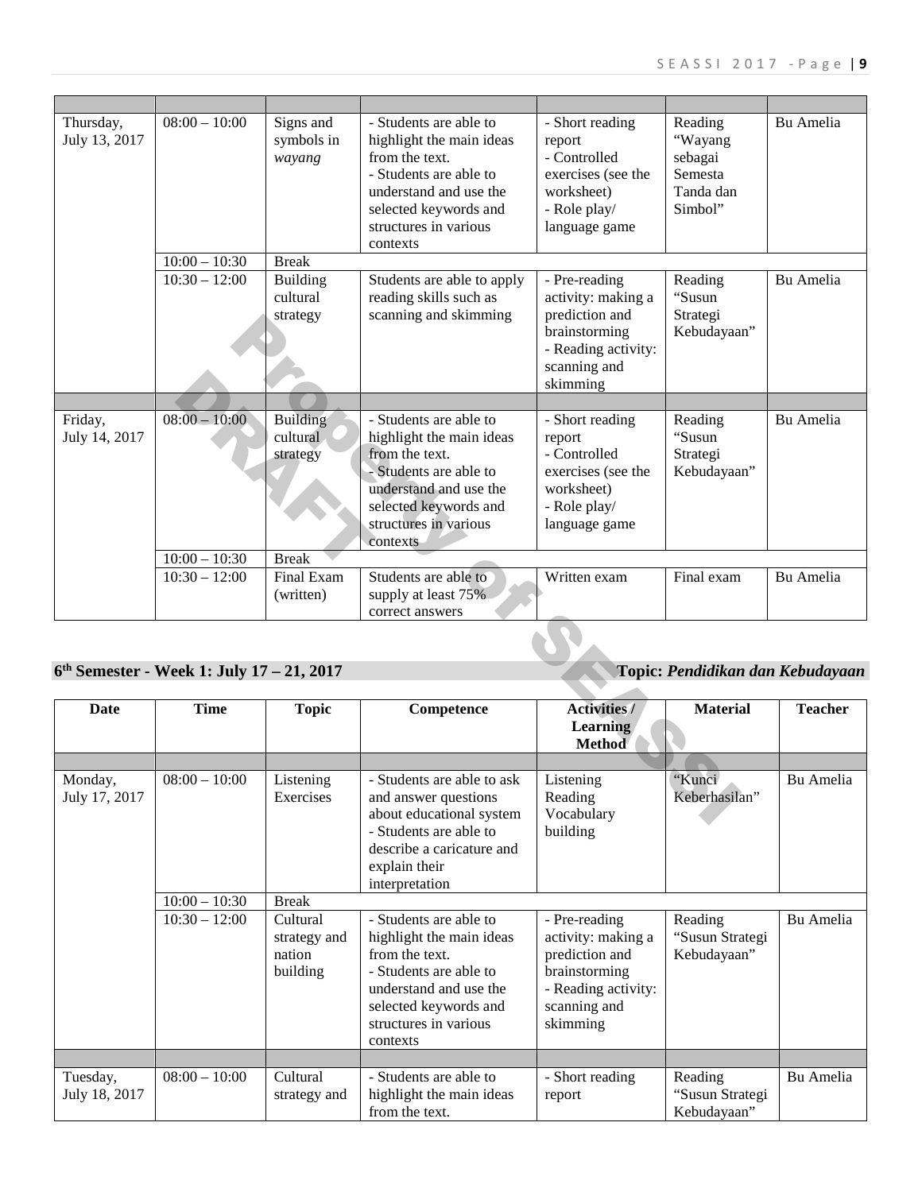| | | | | | | |
|---|---|---|---|---|---|---|
| Thursday, July 13, 2017 | 08:00 – 10:00 | Signs and symbols in *wayang* | - Students are able to highlight the main ideas from the text.<br>- Students are able to understand and use the selected keywords and structures in various contexts | - Short reading report<br>- Controlled exercises (see the worksheet)<br>- Role play/ language game | Reading "Wayang sebagai Semesta Tanda dan Simbol" | Bu Amelia |
| | 10:00 – 10:30 | Break | | | | |
| | 10:30 – 12:00 | Building cultural strategy | Students are able to apply reading skills such as scanning and skimming | - Pre-reading activity: making a prediction and brainstorming<br>- Reading activity: scanning and skimming | Reading "Susun Strategi Kebudayaan" | Bu Amelia |
| | | | | | | |
| Friday, July 14, 2017 | 08:00 – 10:00 | Building cultural strategy | - Students are able to highlight the main ideas from the text.<br>- Students are able to understand and use the selected keywords and structures in various contexts | - Short reading report<br>- Controlled exercises (see the worksheet)<br>- Role play/ language game | Reading "Susun Strategi Kebudayaan" | Bu Amelia |
| | 10:00 – 10:30 | Break | | | | |
| | 10:30 – 12:00 | Final Exam (written) | Students are able to supply at least 75% correct answers | Written exam | Final exam | Bu Amelia |

**6th Semester - Week 1: July 17 – 21, 2017** **Topic: *Pendidikan dan Kebudayaan***

| Date | Time | Topic | Competence | Activities / Learning Method | Material | Teacher |
|---|---|---|---|---|---|---|
| | | | | | | |
| Monday, July 17, 2017 | 08:00 – 10:00 | Listening Exercises | - Students are able to ask and answer questions about educational system<br>- Students are able to describe a caricature and explain their interpretation | Listening<br>Reading<br>Vocabulary building | "Kunci Keberhasilan" | Bu Amelia |
| | 10:00 – 10:30 | Break | | | | |
| | 10:30 – 12:00 | Cultural strategy and nation building | - Students are able to highlight the main ideas from the text.<br>- Students are able to understand and use the selected keywords and structures in various contexts | - Pre-reading activity: making a prediction and brainstorming<br>- Reading activity: scanning and skimming | Reading "Susun Strategi Kebudayaan" | Bu Amelia |
| | | | | | | |
| Tuesday, July 18, 2017 | 08:00 – 10:00 | Cultural strategy and | - Students are able to highlight the main ideas from the text. | - Short reading report | Reading "Susun Strategi Kebudayaan" | Bu Amelia |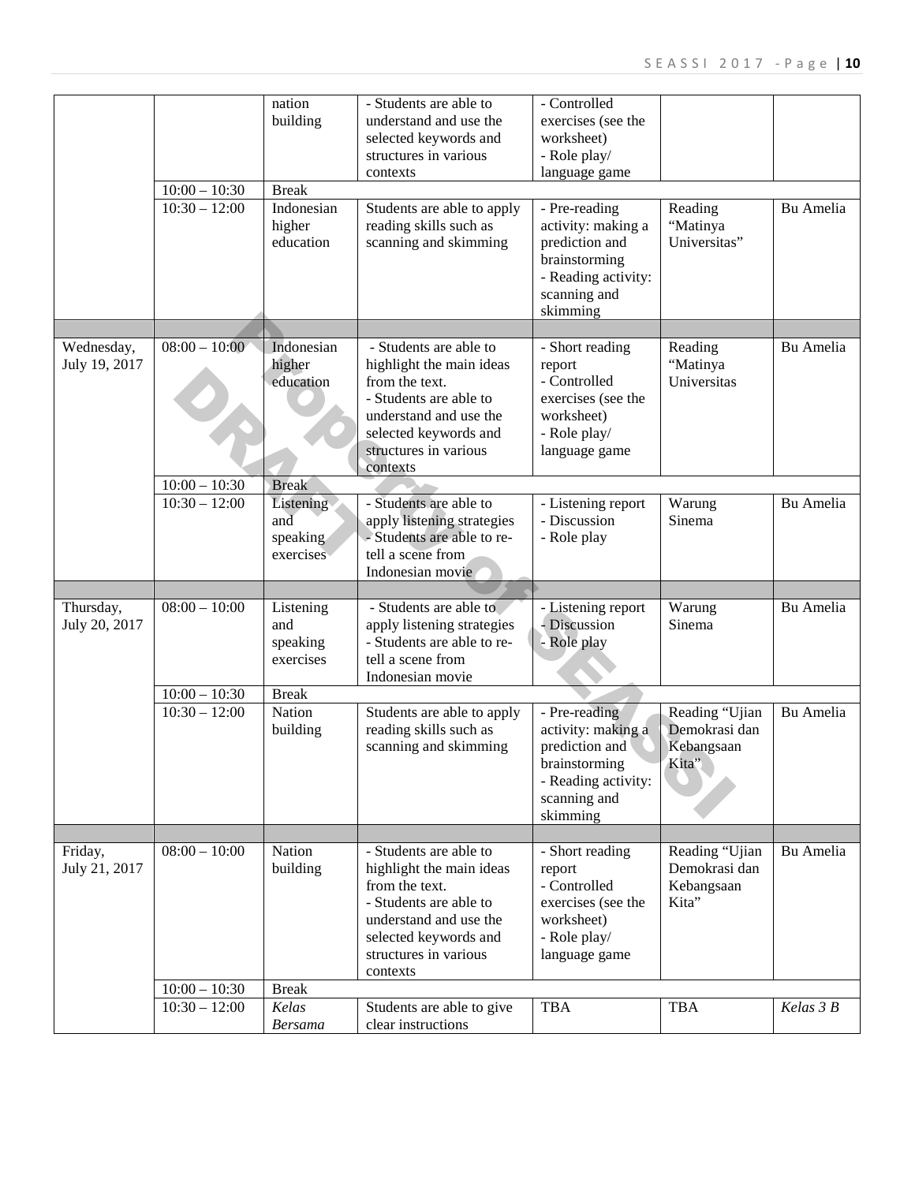| | | nation building | - Students are able to understand and use the selected keywords and structures in various contexts | - Controlled exercises (see the worksheet)<br>- Role play/ language game | | |
|---|---|---|---|---|---|---|
| | 10:00 – 10:30 | Break | | | | |
| | 10:30 – 12:00 | Indonesian higher education | Students are able to apply reading skills such as scanning and skimming | - Pre-reading activity: making a prediction and brainstorming<br>- Reading activity: scanning and skimming | Reading "Matinya Universitas" | Bu Amelia |
| | | | | | | |
| Wednesday, July 19, 2017 | 08:00 – 10:00 | Indonesian higher education | - Students are able to highlight the main ideas from the text.<br>- Students are able to understand and use the selected keywords and structures in various contexts | - Short reading report<br>- Controlled exercises (see the worksheet)<br>- Role play/ language game | Reading "Matinya Universitas | Bu Amelia |
| | 10:00 – 10:30 | Break | | | | |
| | 10:30 – 12:00 | Listening and speaking exercises | - Students are able to apply listening strategies<br>- Students are able to re-tell a scene from Indonesian movie | - Listening report<br>- Discussion<br>- Role play | Warung Sinema | Bu Amelia |
| | | | | | | |
| Thursday, July 20, 2017 | 08:00 – 10:00 | Listening and speaking exercises | - Students are able to apply listening strategies<br>- Students are able to re-tell a scene from Indonesian movie | - Listening report<br>- Discussion<br>- Role play | Warung Sinema | Bu Amelia |
| | 10:00 – 10:30 | Break | | | | |
| | 10:30 – 12:00 | Nation building | Students are able to apply reading skills such as scanning and skimming | - Pre-reading activity: making a prediction and brainstorming<br>- Reading activity: scanning and skimming | Reading "Ujian Demokrasi dan Kebangsaan Kita" | Bu Amelia |
| | | | | | | |
| Friday, July 21, 2017 | 08:00 – 10:00 | Nation building | - Students are able to highlight the main ideas from the text.<br>- Students are able to understand and use the selected keywords and structures in various contexts | - Short reading report<br>- Controlled exercises (see the worksheet)<br>- Role play/ language game | Reading "Ujian Demokrasi dan Kebangsaan Kita" | Bu Amelia |
| | 10:00 – 10:30 | Break | | | | |
| | 10:30 – 12:00 | *Kelas Bersama* | Students are able to give clear instructions | TBA | TBA | *Kelas 3 B* |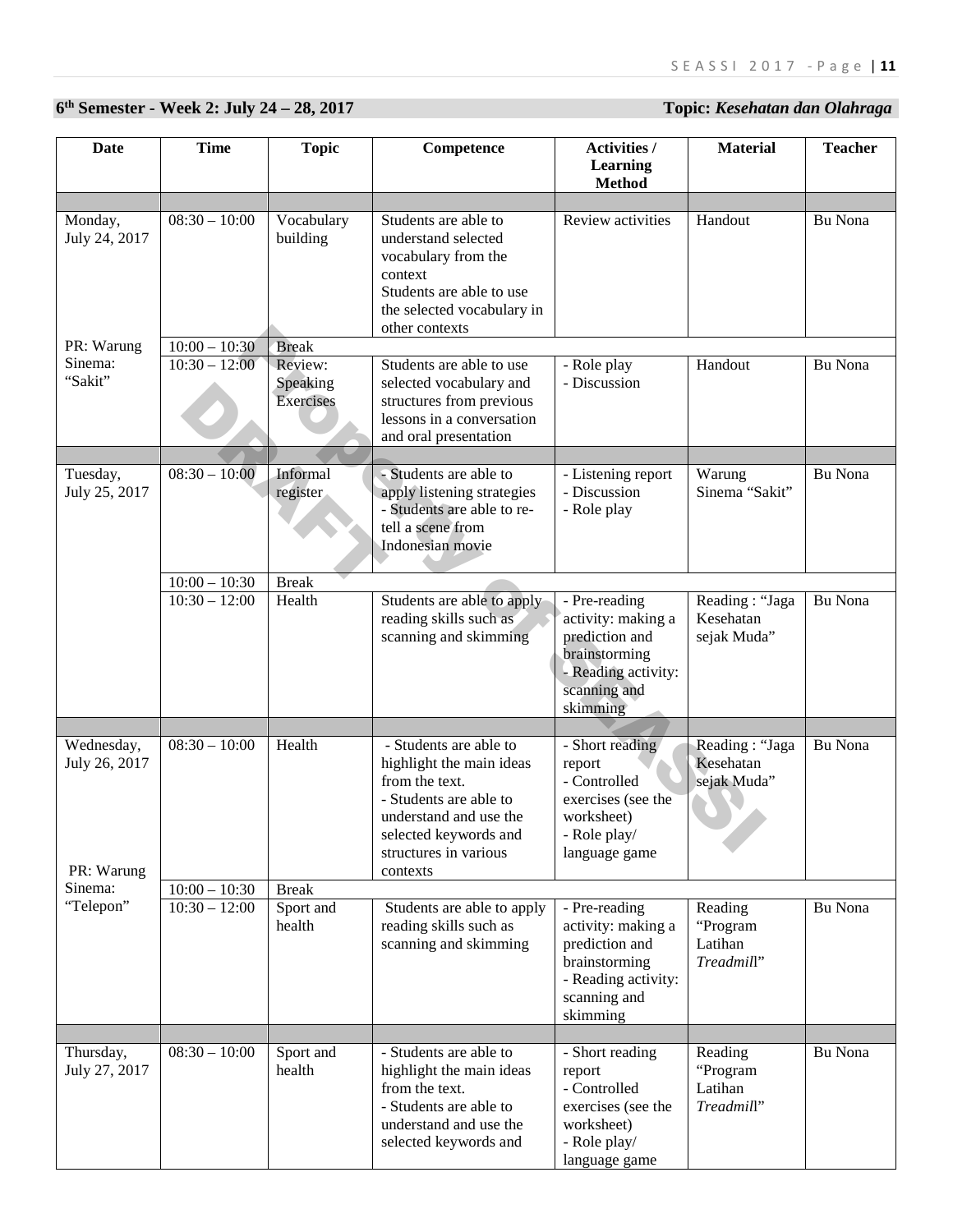**6th Semester - Week 2: July 24 – 28, 2017** **Topic: *Kesehatan dan Olahraga***

| Date | Time | Topic | Competence | Activities / Learning Method | Material | Teacher |
|---|---|---|---|---|---|---|
| | | | | | | |
| Monday, July 24, 2017 | 08:30 – 10:00 | Vocabulary building | Students are able to understand selected vocabulary from the context<br>Students are able to use the selected vocabulary in other contexts | Review activities | Handout | Bu Nona |
| PR: Warung Sinema: "Sakit" | 10:00 – 10:30 | Break | | | | |
| | 10:30 – 12:00 | Review: Speaking Exercises | Students are able to use selected vocabulary and structures from previous lessons in a conversation and oral presentation | - Role play<br>- Discussion | Handout | Bu Nona |
| | | | | | | |
| Tuesday, July 25, 2017 | 08:30 – 10:00 | Informal register | - Students are able to apply listening strategies<br>- Students are able to re-tell a scene from Indonesian movie | - Listening report<br>- Discussion<br>- Role play | Warung Sinema "Sakit" | Bu Nona |
| | 10:00 – 10:30 | Break | | | | |
| | 10:30 – 12:00 | Health | Students are able to apply reading skills such as scanning and skimming | - Pre-reading activity: making a prediction and brainstorming<br>- Reading activity: scanning and skimming | Reading : "Jaga Kesehatan sejak Muda" | Bu Nona |
| | | | | | | |
| Wednesday, July 26, 2017 | 08:30 – 10:00 | Health | - Students are able to highlight the main ideas from the text.<br>- Students are able to understand and use the selected keywords and structures in various contexts | - Short reading report<br>- Controlled exercises (see the worksheet)<br>- Role play/ language game | Reading : "Jaga Kesehatan sejak Muda" | Bu Nona |
| PR: Warung Sinema: "Telepon" | 10:00 – 10:30 | Break | | | | |
| | 10:30 – 12:00 | Sport and health | Students are able to apply reading skills such as scanning and skimming | - Pre-reading activity: making a prediction and brainstorming<br>- Reading activity: scanning and skimming | Reading "Program Latihan *Treadmill*" | Bu Nona |
| | | | | | | |
| Thursday, July 27, 2017 | 08:30 – 10:00 | Sport and health | - Students are able to highlight the main ideas from the text.<br>- Students are able to understand and use the selected keywords and | - Short reading report<br>- Controlled exercises (see the worksheet)<br>- Role play/ language game | Reading "Program Latihan *Treadmill*" | Bu Nona |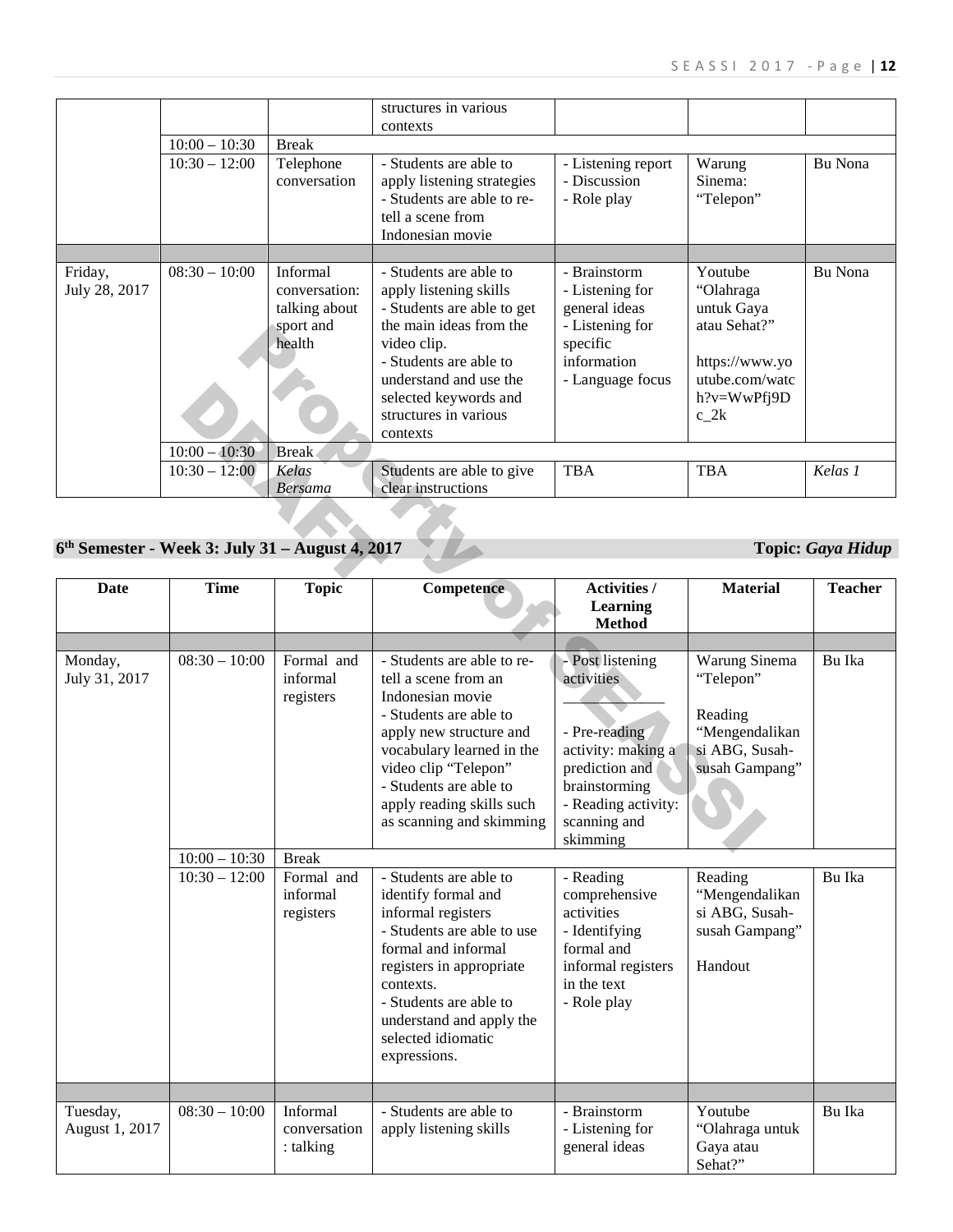| | | | structures in various contexts | | | |
|---|---|---|---|---|---|---|
| | 10:00 – 10:30 | Break | | | | |
| | 10:30 – 12:00 | Telephone conversation | - Students are able to apply listening strategies<br>- Students are able to re-tell a scene from Indonesian movie | - Listening report<br>- Discussion<br>- Role play | Warung Sinema: "Telepon" | Bu Nona |
| | | | | | | |
| Friday, July 28, 2017 | 08:30 – 10:00 | Informal conversation: talking about sport and health | - Students are able to apply listening skills<br>- Students are able to get the main ideas from the video clip.<br>- Students are able to understand and use the selected keywords and structures in various contexts | - Brainstorm<br>- Listening for general ideas<br>- Listening for specific information<br>- Language focus | Youtube "Olahraga untuk Gaya atau Sehat?"<br><br>https://www.youtube.com/watch?v=WwPfj9Dc_2k | Bu Nona |
| | 10:00 – 10:30 | Break | | | | |
| | 10:30 – 12:00 | *Kelas Bersama* | Students are able to give clear instructions | TBA | TBA | *Kelas 1* |

## 6th Semester - Week 3: July 31 – August 4, 2017 — Topic: *Gaya Hidup*

| Date | Time | Topic | Competence | Activities / Learning Method | Material | Teacher |
|---|---|---|---|---|---|---|
| | | | | | | |
| Monday, July 31, 2017 | 08:30 – 10:00 | Formal and informal registers | - Students are able to re-tell a scene from an Indonesian movie<br>- Students are able to apply new structure and vocabulary learned in the video clip "Telepon"<br>- Students are able to apply reading skills such as scanning and skimming | - Post listening activities<br>___________<br>- Pre-reading activity: making a prediction and brainstorming<br>- Reading activity: scanning and skimming | Warung Sinema "Telepon"<br><br>Reading "Mengendalikan si ABG, Susah-susah Gampang" | Bu Ika |
| | 10:00 – 10:30 | Break | | | | |
| | 10:30 – 12:00 | Formal and informal registers | - Students are able to identify formal and informal registers<br>- Students are able to use formal and informal registers in appropriate contexts.<br>- Students are able to understand and apply the selected idiomatic expressions. | - Reading comprehensive activities<br>- Identifying formal and informal registers in the text<br>- Role play | Reading "Mengendalikan si ABG, Susah-susah Gampang"<br><br>Handout | Bu Ika |
| | | | | | | |
| Tuesday, August 1, 2017 | 08:30 – 10:00 | Informal conversation : talking | - Students are able to apply listening skills | - Brainstorm<br>- Listening for general ideas | Youtube "Olahraga untuk Gaya atau Sehat?" | Bu Ika |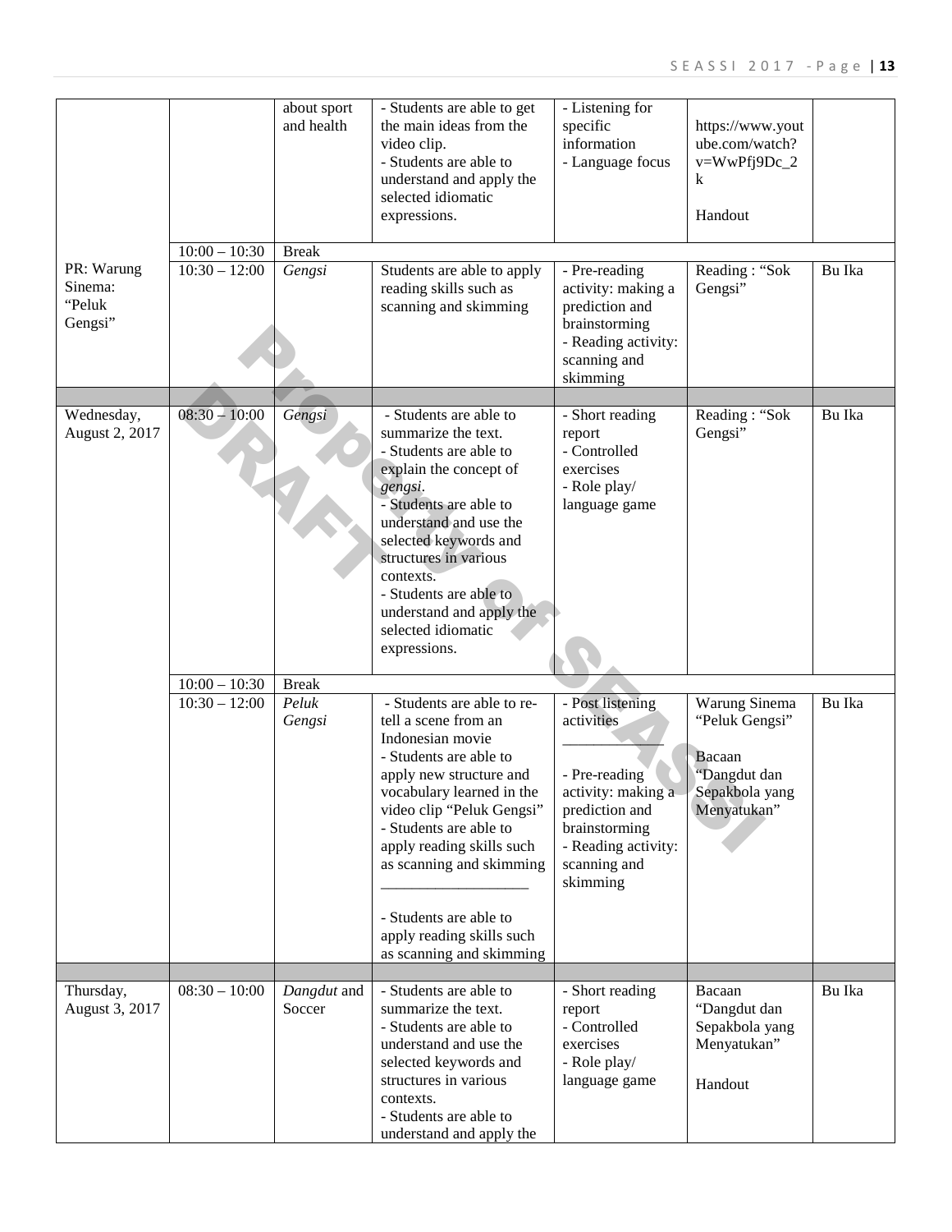| | | about sport and health | - Students are able to get the main ideas from the video clip.<br>- Students are able to understand and apply the selected idiomatic expressions. | - Listening for specific information<br>- Language focus | https://www.youtube.com/watch?v=WwPfj9Dc_2k<br><br>Handout | |
|---|---|---|---|---|---|---|
| | 10:00 – 10:30 | Break | | | | |
| PR: Warung Sinema: "Peluk Gengsi" | 10:30 – 12:00 | *Gengsi* | Students are able to apply reading skills such as scanning and skimming | - Pre-reading activity: making a prediction and brainstorming<br>- Reading activity: scanning and skimming | Reading : "Sok Gengsi" | Bu Ika |
| | | | | | | |
| Wednesday, August 2, 2017 | 08:30 – 10:00 | *Gengsi* | - Students are able to summarize the text.<br>- Students are able to explain the concept of *gengsi*.<br>- Students are able to understand and use the selected keywords and structures in various contexts.<br>- Students are able to understand and apply the selected idiomatic expressions. | - Short reading report<br>- Controlled exercises<br>- Role play/ language game | Reading : "Sok Gengsi" | Bu Ika |
| | 10:00 – 10:30 | Break | | | | |
| | 10:30 – 12:00 | *Peluk Gengsi* | - Students are able to re-tell a scene from an Indonesian movie<br>- Students are able to apply new structure and vocabulary learned in the video clip "Peluk Gengsi"<br>- Students are able to apply reading skills such as scanning and skimming<br>\_\_\_\_\_\_\_\_\_\_\_\_\_\_\_\_\_\_<br>- Students are able to apply reading skills such as scanning and skimming | - Post listening activities<br>\_\_\_\_\_\_\_\_\_\_\_\_\_<br>- Pre-reading activity: making a prediction and brainstorming<br>- Reading activity: scanning and skimming | Warung Sinema "Peluk Gengsi"<br><br>Bacaan "Dangdut dan Sepakbola yang Menyatukan" | Bu Ika |
| | | | | | | |
| Thursday, August 3, 2017 | 08:30 – 10:00 | *Dangdut* and Soccer | - Students are able to summarize the text.<br>- Students are able to understand and use the selected keywords and structures in various contexts.<br>- Students are able to understand and apply the | - Short reading report<br>- Controlled exercises<br>- Role play/ language game | Bacaan "Dangdut dan Sepakbola yang Menyatukan"<br><br>Handout | Bu Ika |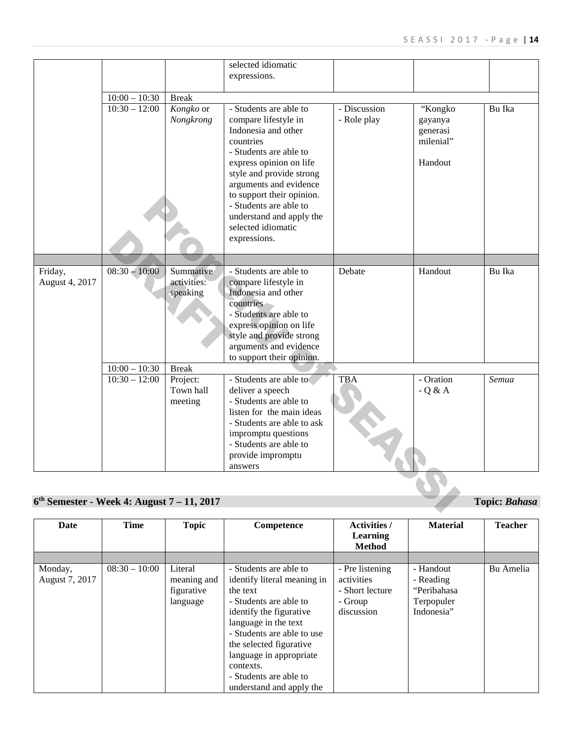| | | | selected idiomatic expressions. | | | |
|---|---|---|---|---|---|---|
| | 10:00 – 10:30 | Break | | | | |
| | 10:30 – 12:00 | *Kongko* or *Nongkrong* | - Students are able to compare lifestyle in Indonesia and other countries<br>- Students are able to express opinion on life style and provide strong arguments and evidence to support their opinion.<br>- Students are able to understand and apply the selected idiomatic expressions. | - Discussion<br>- Role play | "Kongko gayanya generasi milenial"<br><br>Handout | Bu Ika |
| | | | | | | |
| Friday, August 4, 2017 | 08:30 – 10:00 | Summative activities: speaking | - Students are able to compare lifestyle in Indonesia and other countries<br>- Students are able to express opinion on life style and provide strong arguments and evidence to support their opinion. | Debate | Handout | Bu Ika |
| | 10:00 – 10:30 | Break | | | | |
| | 10:30 – 12:00 | Project: Town hall meeting | - Students are able to deliver a speech<br>- Students are able to listen for the main ideas<br>- Students are able to ask impromptu questions<br>- Students are able to provide impromptu answers | TBA | - Oration<br>- Q & A | *Semua* |

## 6th Semester - Week 4: August 7 – 11, 2017 — Topic: *Bahasa*

| Date | Time | Topic | Competence | Activities / Learning Method | Material | Teacher |
|---|---|---|---|---|---|---|
| | | | | | | |
| Monday, August 7, 2017 | 08:30 – 10:00 | Literal meaning and figurative language | - Students are able to identify literal meaning in the text<br>- Students are able to identify the figurative language in the text<br>- Students are able to use the selected figurative language in appropriate contexts.<br>- Students are able to understand and apply the | - Pre listening activities<br>- Short lecture<br>- Group discussion | - Handout<br>- Reading "Peribahasa Terpopuler Indonesia" | Bu Amelia |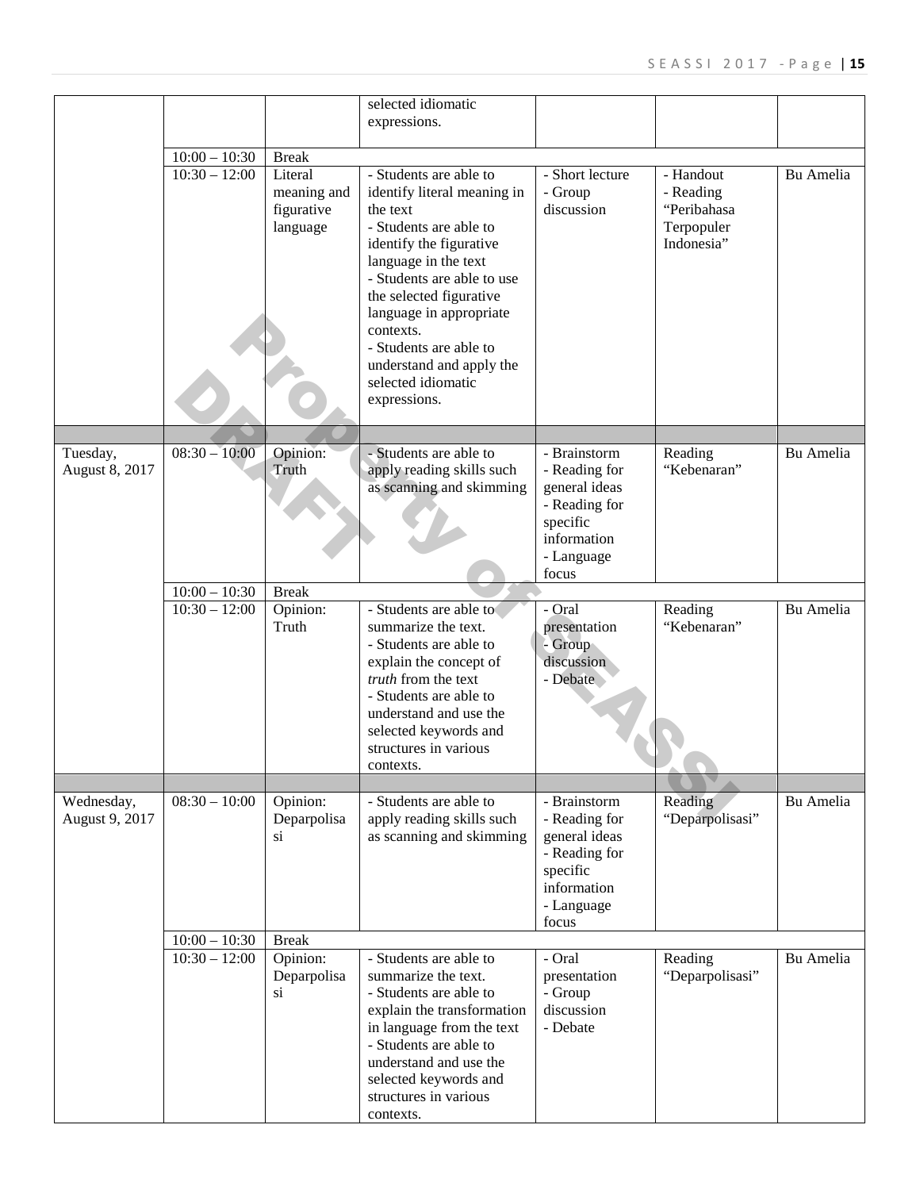| | | | selected idiomatic expressions. | | | |
|---|---|---|---|---|---|---|
| | 10:00 – 10:30 | Break | | | | |
| | 10:30 – 12:00 | Literal meaning and figurative language | - Students are able to identify literal meaning in the text<br>- Students are able to identify the figurative language in the text<br>- Students are able to use the selected figurative language in appropriate contexts.<br>- Students are able to understand and apply the selected idiomatic expressions. | - Short lecture<br>- Group discussion | - Handout<br>- Reading "Peribahasa Terpopuler Indonesia" | Bu Amelia |
| | | | | | | |
| Tuesday, August 8, 2017 | 08:30 – 10:00 | Opinion: Truth | - Students are able to apply reading skills such as scanning and skimming | - Brainstorm<br>- Reading for general ideas<br>- Reading for specific information<br>- Language focus | Reading "Kebenaran" | Bu Amelia |
| | 10:00 – 10:30 | Break | | | | |
| | 10:30 – 12:00 | Opinion: Truth | - Students are able to summarize the text.<br>- Students are able to explain the concept of *truth* from the text<br>- Students are able to understand and use the selected keywords and structures in various contexts. | - Oral presentation<br>- Group discussion<br>- Debate | Reading "Kebenaran" | Bu Amelia |
| | | | | | | |
| Wednesday, August 9, 2017 | 08:30 – 10:00 | Opinion: Deparpolisasi | - Students are able to apply reading skills such as scanning and skimming | - Brainstorm<br>- Reading for general ideas<br>- Reading for specific information<br>- Language focus | Reading "Deparpolisasi" | Bu Amelia |
| | 10:00 – 10:30 | Break | | | | |
| | 10:30 – 12:00 | Opinion: Deparpolisasi | - Students are able to summarize the text.<br>- Students are able to explain the transformation in language from the text<br>- Students are able to understand and use the selected keywords and structures in various contexts. | - Oral presentation<br>- Group discussion<br>- Debate | Reading "Deparpolisasi" | Bu Amelia |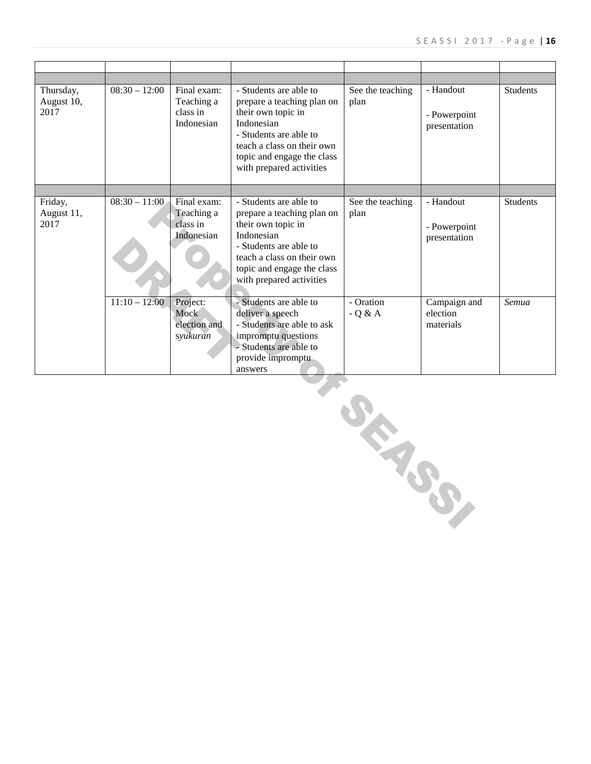| | | | | | | |
|---|---|---|---|---|---|---|
| | | | | | | |
| Thursday, August 10, 2017 | 08:30 – 12:00 | Final exam: Teaching a class in Indonesian | - Students are able to prepare a teaching plan on their own topic in Indonesian<br>- Students are able to teach a class on their own topic and engage the class with prepared activities | See the teaching plan | - Handout<br><br>- Powerpoint presentation | Students |
| | | | | | | |
| Friday, August 11, 2017 | 08:30 – 11:00 | Final exam: Teaching a class in Indonesian | - Students are able to prepare a teaching plan on their own topic in Indonesian<br>- Students are able to teach a class on their own topic and engage the class with prepared activities | See the teaching plan | - Handout<br><br>- Powerpoint presentation | Students |
| | 11:10 – 12:00 | Project: Mock election and s*yukuran* | - Students are able to deliver a speech<br>- Students are able to ask impromptu questions<br>- Students are able to provide impromptu answers | - Oration<br>- Q & A | Campaign and election materials | *Semua* |